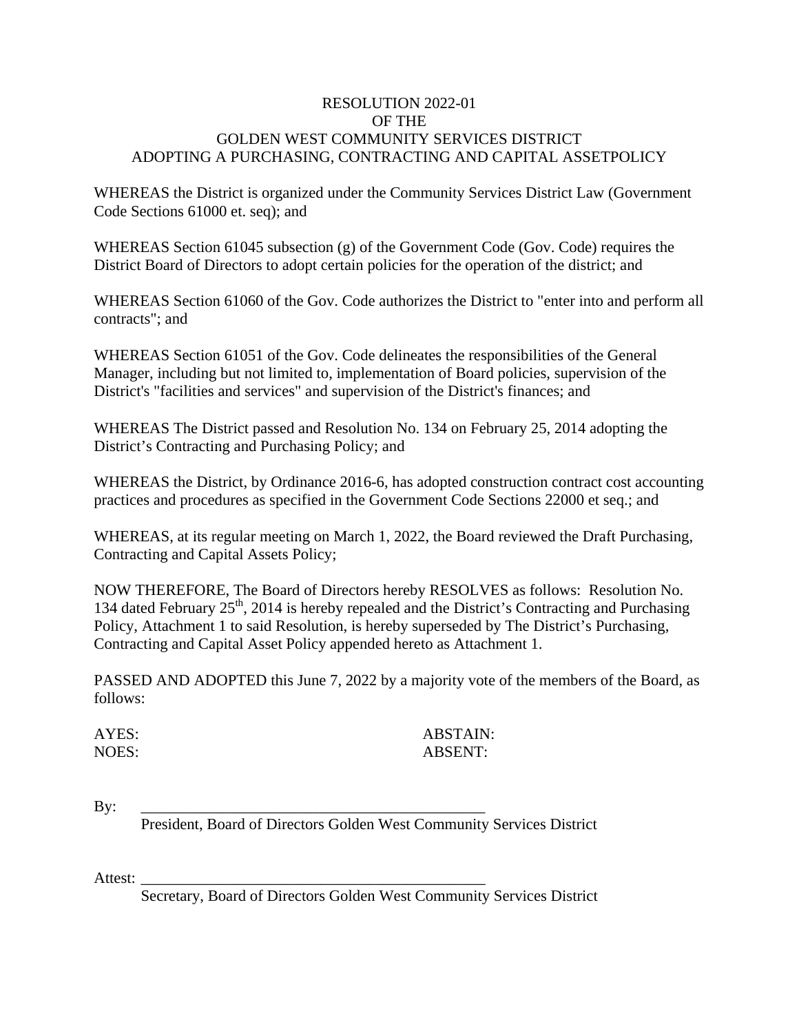# RESOLUTION 2022-01
# OF THE
# GOLDEN WEST COMMUNITY SERVICES DISTRICT
# ADOPTING A PURCHASING, CONTRACTING AND CAPITAL ASSETPOLICY

WHEREAS the District is organized under the Community Services District Law (Government Code Sections 61000 et. seq); and

WHEREAS Section 61045 subsection (g) of the Government Code (Gov. Code) requires the District Board of Directors to adopt certain policies for the operation of the district; and

WHEREAS Section 61060 of the Gov. Code authorizes the District to "enter into and perform all contracts"; and

WHEREAS Section 61051 of the Gov. Code delineates the responsibilities of the General Manager, including but not limited to, implementation of Board policies, supervision of the District's "facilities and services" and supervision of the District's finances; and

WHEREAS The District passed and Resolution No. 134 on February 25, 2014 adopting the District's Contracting and Purchasing Policy; and

WHEREAS the District, by Ordinance 2016-6, has adopted construction contract cost accounting practices and procedures as specified in the Government Code Sections 22000 et seq.; and

WHEREAS, at its regular meeting on March 1, 2022, the Board reviewed the Draft Purchasing, Contracting and Capital Assets Policy;

NOW THEREFORE, The Board of Directors hereby RESOLVES as follows: Resolution No. 134 dated February 25th, 2014 is hereby repealed and the District's Contracting and Purchasing Policy, Attachment 1 to said Resolution, is hereby superseded by The District's Purchasing, Contracting and Capital Asset Policy appended hereto as Attachment 1.

PASSED AND ADOPTED this June 7, 2022 by a majority vote of the members of the Board, as follows:

AYES: ABSTAIN:
NOES: ABSENT:

By: _____________________________________________
President, Board of Directors Golden West Community Services District

Attest: _____________________________________________
Secretary, Board of Directors Golden West Community Services District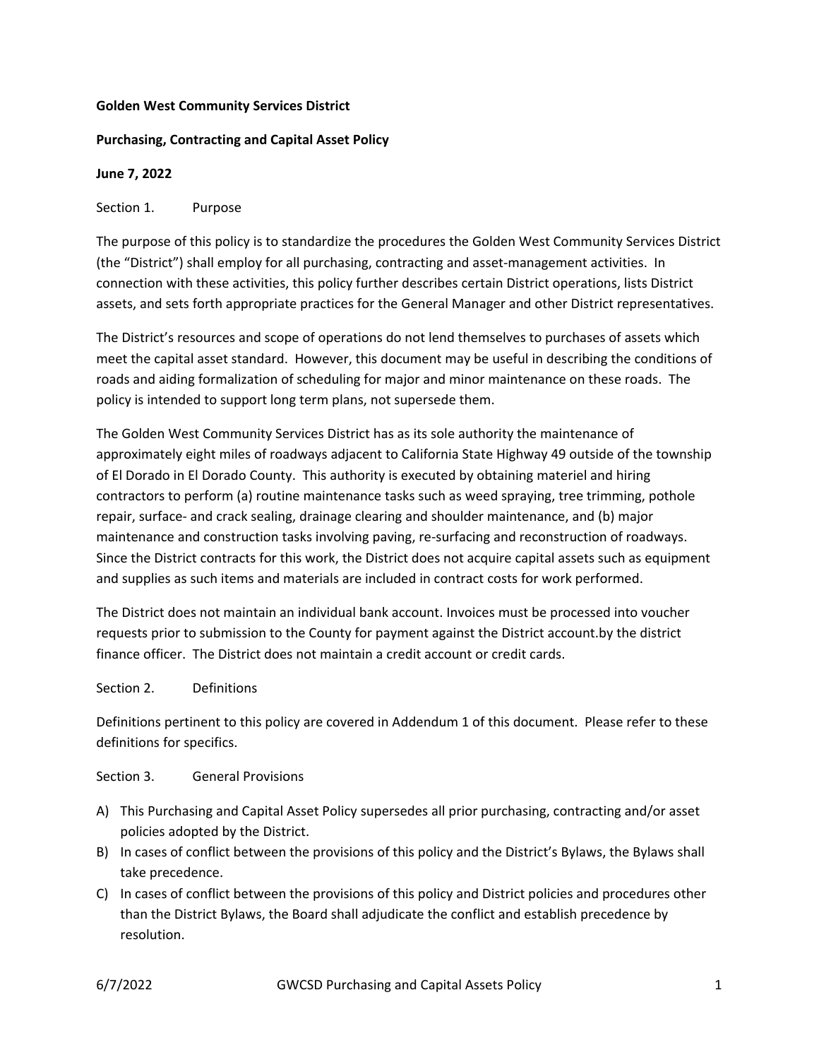**Golden West Community Services District**

**Purchasing, Contracting and Capital Asset Policy**

**June 7, 2022**

Section 1. Purpose

The purpose of this policy is to standardize the procedures the Golden West Community Services District (the "District") shall employ for all purchasing, contracting and asset-management activities. In connection with these activities, this policy further describes certain District operations, lists District assets, and sets forth appropriate practices for the General Manager and other District representatives.

The District's resources and scope of operations do not lend themselves to purchases of assets which meet the capital asset standard. However, this document may be useful in describing the conditions of roads and aiding formalization of scheduling for major and minor maintenance on these roads. The policy is intended to support long term plans, not supersede them.

The Golden West Community Services District has as its sole authority the maintenance of approximately eight miles of roadways adjacent to California State Highway 49 outside of the township of El Dorado in El Dorado County. This authority is executed by obtaining materiel and hiring contractors to perform (a) routine maintenance tasks such as weed spraying, tree trimming, pothole repair, surface- and crack sealing, drainage clearing and shoulder maintenance, and (b) major maintenance and construction tasks involving paving, re-surfacing and reconstruction of roadways. Since the District contracts for this work, the District does not acquire capital assets such as equipment and supplies as such items and materials are included in contract costs for work performed.

The District does not maintain an individual bank account. Invoices must be processed into voucher requests prior to submission to the County for payment against the District account.by the district finance officer. The District does not maintain a credit account or credit cards.

Section 2. Definitions

Definitions pertinent to this policy are covered in Addendum 1 of this document. Please refer to these definitions for specifics.

Section 3. General Provisions

A) This Purchasing and Capital Asset Policy supersedes all prior purchasing, contracting and/or asset policies adopted by the District.
B) In cases of conflict between the provisions of this policy and the District's Bylaws, the Bylaws shall take precedence.
C) In cases of conflict between the provisions of this policy and District policies and procedures other than the District Bylaws, the Board shall adjudicate the conflict and establish precedence by resolution.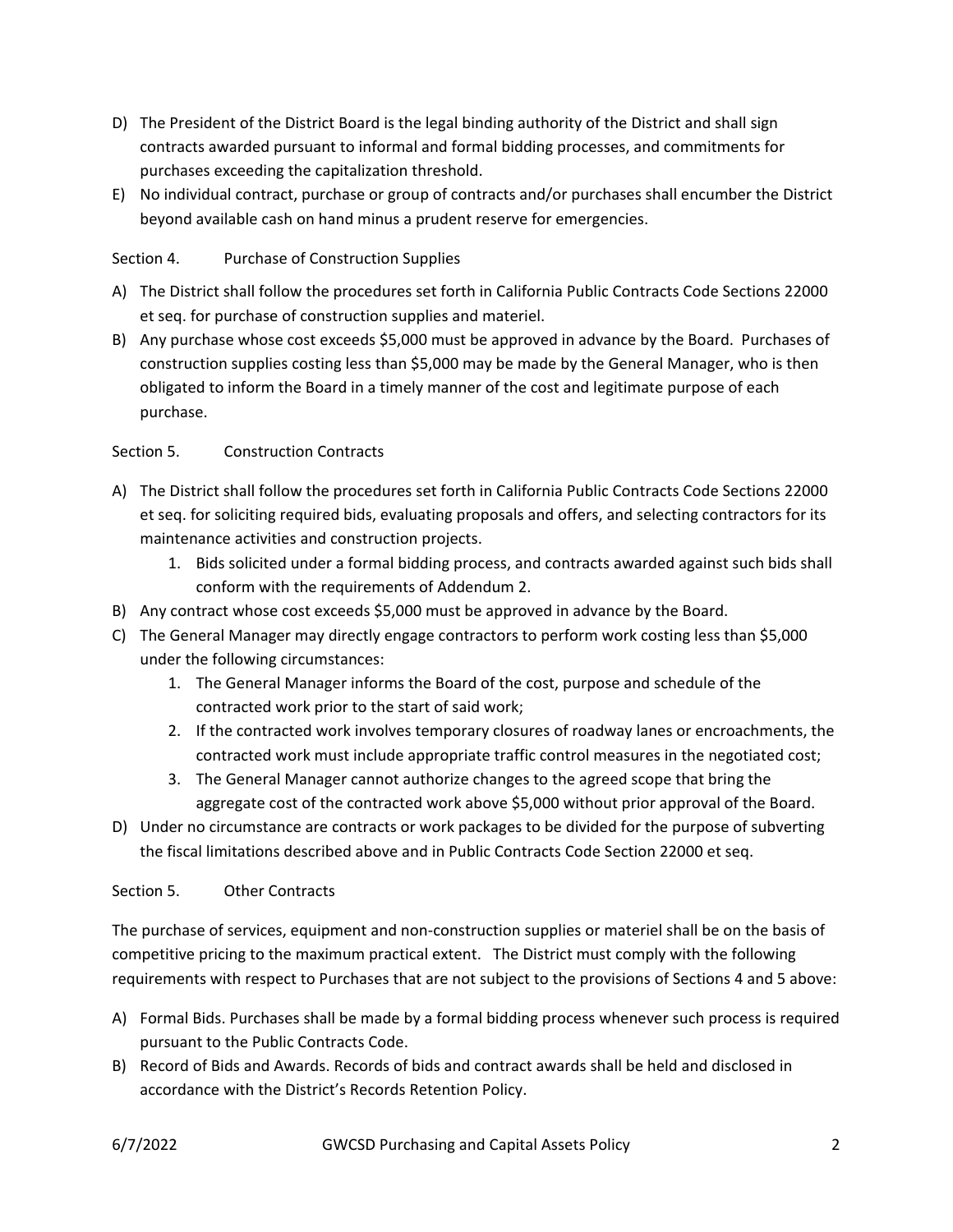D) The President of the District Board is the legal binding authority of the District and shall sign contracts awarded pursuant to informal and formal bidding processes, and commitments for purchases exceeding the capitalization threshold.

E) No individual contract, purchase or group of contracts and/or purchases shall encumber the District beyond available cash on hand minus a prudent reserve for emergencies.

Section 4. Purchase of Construction Supplies

A) The District shall follow the procedures set forth in California Public Contracts Code Sections 22000 et seq. for purchase of construction supplies and materiel.

B) Any purchase whose cost exceeds $5,000 must be approved in advance by the Board. Purchases of construction supplies costing less than $5,000 may be made by the General Manager, who is then obligated to inform the Board in a timely manner of the cost and legitimate purpose of each purchase.

Section 5. Construction Contracts

A) The District shall follow the procedures set forth in California Public Contracts Code Sections 22000 et seq. for soliciting required bids, evaluating proposals and offers, and selecting contractors for its maintenance activities and construction projects.
   1. Bids solicited under a formal bidding process, and contracts awarded against such bids shall conform with the requirements of Addendum 2.

B) Any contract whose cost exceeds $5,000 must be approved in advance by the Board.

C) The General Manager may directly engage contractors to perform work costing less than $5,000 under the following circumstances:
   1. The General Manager informs the Board of the cost, purpose and schedule of the contracted work prior to the start of said work;
   2. If the contracted work involves temporary closures of roadway lanes or encroachments, the contracted work must include appropriate traffic control measures in the negotiated cost;
   3. The General Manager cannot authorize changes to the agreed scope that bring the aggregate cost of the contracted work above $5,000 without prior approval of the Board.

D) Under no circumstance are contracts or work packages to be divided for the purpose of subverting the fiscal limitations described above and in Public Contracts Code Section 22000 et seq.

Section 5. Other Contracts

The purchase of services, equipment and non-construction supplies or materiel shall be on the basis of competitive pricing to the maximum practical extent. The District must comply with the following requirements with respect to Purchases that are not subject to the provisions of Sections 4 and 5 above:

A) Formal Bids. Purchases shall be made by a formal bidding process whenever such process is required pursuant to the Public Contracts Code.

B) Record of Bids and Awards. Records of bids and contract awards shall be held and disclosed in accordance with the District's Records Retention Policy.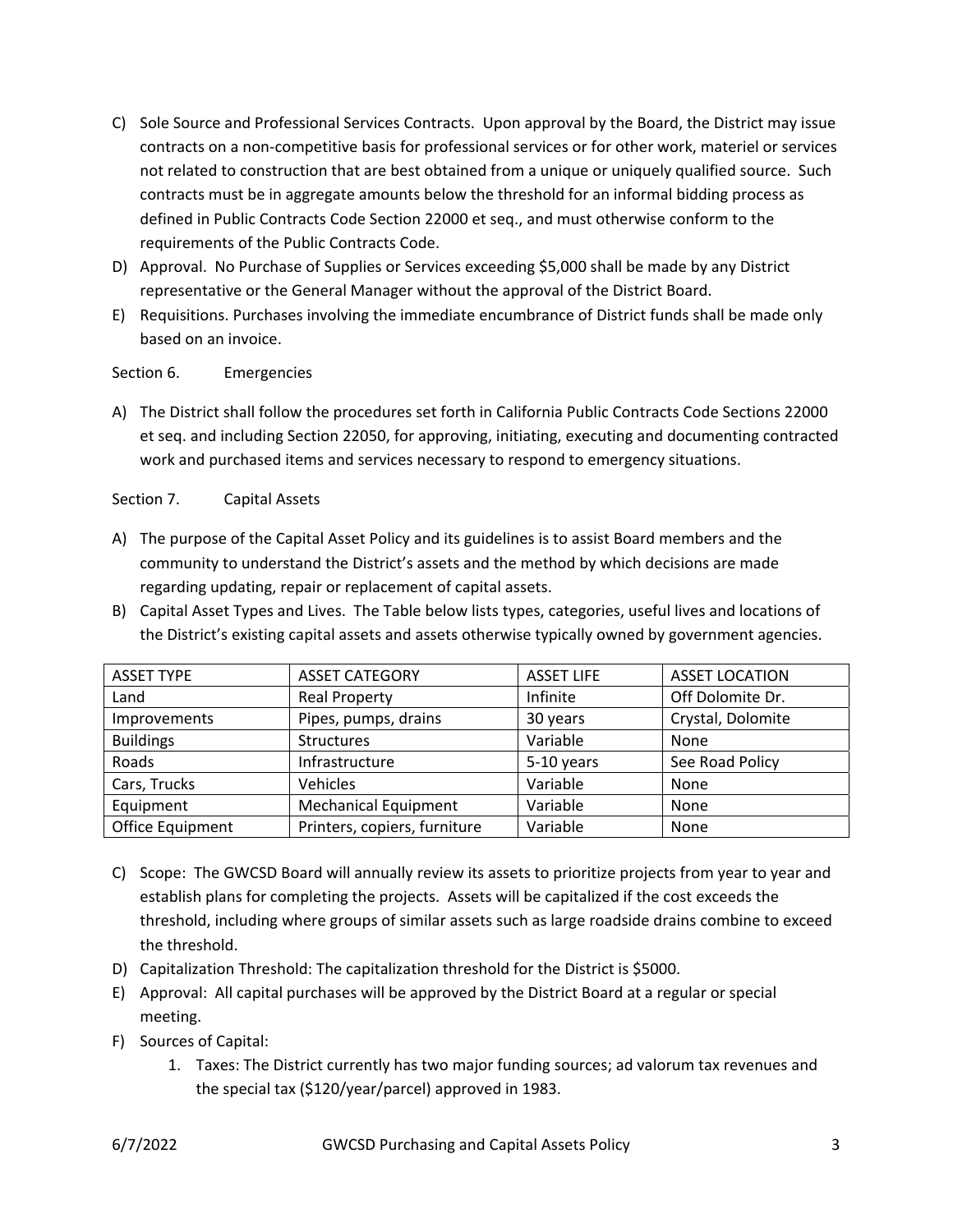C) Sole Source and Professional Services Contracts. Upon approval by the Board, the District may issue contracts on a non-competitive basis for professional services or for other work, materiel or services not related to construction that are best obtained from a unique or uniquely qualified source. Such contracts must be in aggregate amounts below the threshold for an informal bidding process as defined in Public Contracts Code Section 22000 et seq., and must otherwise conform to the requirements of the Public Contracts Code.

D) Approval. No Purchase of Supplies or Services exceeding $5,000 shall be made by any District representative or the General Manager without the approval of the District Board.

E) Requisitions. Purchases involving the immediate encumbrance of District funds shall be made only based on an invoice.

Section 6. Emergencies

A) The District shall follow the procedures set forth in California Public Contracts Code Sections 22000 et seq. and including Section 22050, for approving, initiating, executing and documenting contracted work and purchased items and services necessary to respond to emergency situations.

Section 7. Capital Assets

A) The purpose of the Capital Asset Policy and its guidelines is to assist Board members and the community to understand the District's assets and the method by which decisions are made regarding updating, repair or replacement of capital assets.

B) Capital Asset Types and Lives. The Table below lists types, categories, useful lives and locations of the District's existing capital assets and assets otherwise typically owned by government agencies.

| ASSET TYPE | ASSET CATEGORY | ASSET LIFE | ASSET LOCATION |
|---|---|---|---|
| Land | Real Property | Infinite | Off Dolomite Dr. |
| Improvements | Pipes, pumps, drains | 30 years | Crystal, Dolomite |
| Buildings | Structures | Variable | None |
| Roads | Infrastructure | 5-10 years | See Road Policy |
| Cars, Trucks | Vehicles | Variable | None |
| Equipment | Mechanical Equipment | Variable | None |
| Office Equipment | Printers, copiers, furniture | Variable | None |

C) Scope: The GWCSD Board will annually review its assets to prioritize projects from year to year and establish plans for completing the projects. Assets will be capitalized if the cost exceeds the threshold, including where groups of similar assets such as large roadside drains combine to exceed the threshold.

D) Capitalization Threshold: The capitalization threshold for the District is $5000.

E) Approval: All capital purchases will be approved by the District Board at a regular or special meeting.

F) Sources of Capital:
   1. Taxes: The District currently has two major funding sources; ad valorum tax revenues and the special tax ($120/year/parcel) approved in 1983.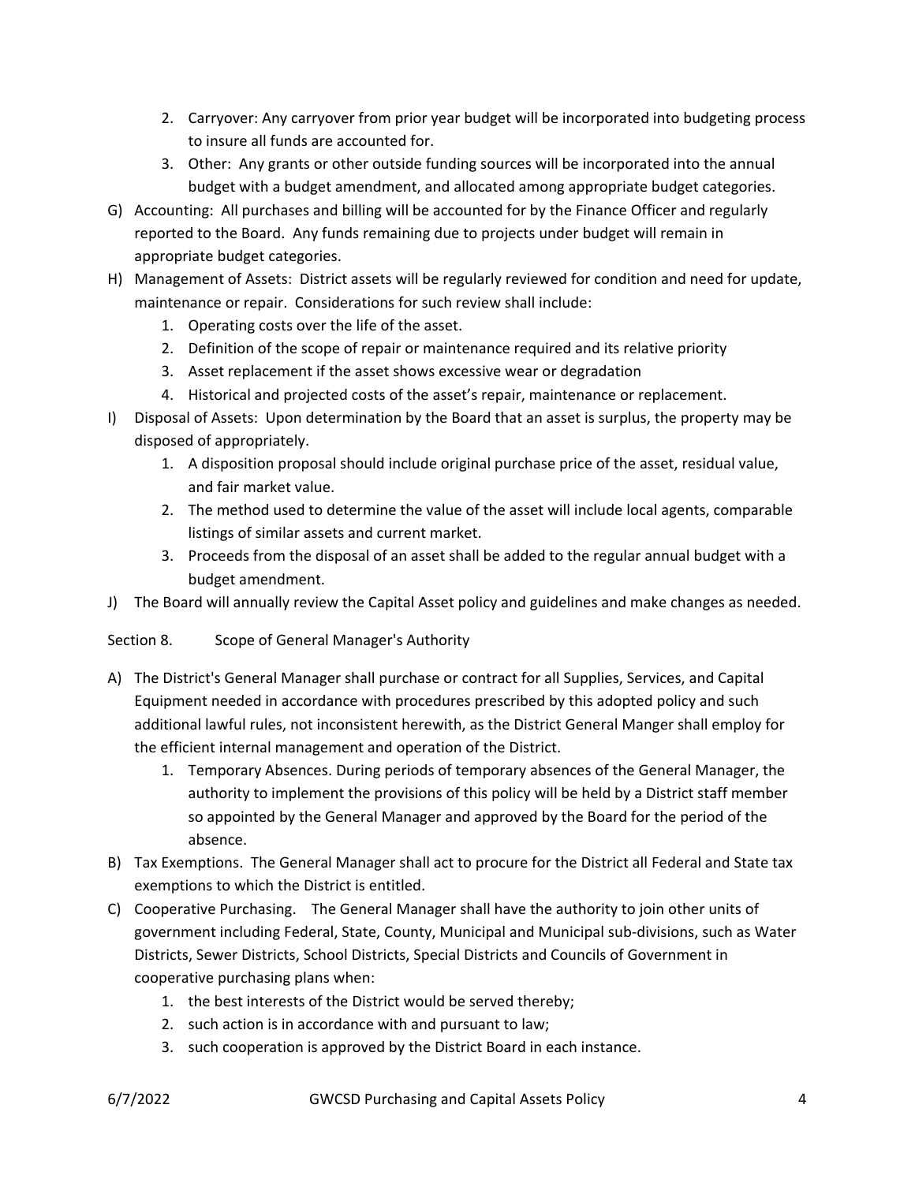2. Carryover: Any carryover from prior year budget will be incorporated into budgeting process to insure all funds are accounted for.
3. Other: Any grants or other outside funding sources will be incorporated into the annual budget with a budget amendment, and allocated among appropriate budget categories.

G) Accounting: All purchases and billing will be accounted for by the Finance Officer and regularly reported to the Board. Any funds remaining due to projects under budget will remain in appropriate budget categories.

H) Management of Assets: District assets will be regularly reviewed for condition and need for update, maintenance or repair. Considerations for such review shall include:
1. Operating costs over the life of the asset.
2. Definition of the scope of repair or maintenance required and its relative priority
3. Asset replacement if the asset shows excessive wear or degradation
4. Historical and projected costs of the asset's repair, maintenance or replacement.

I) Disposal of Assets: Upon determination by the Board that an asset is surplus, the property may be disposed of appropriately.
1. A disposition proposal should include original purchase price of the asset, residual value, and fair market value.
2. The method used to determine the value of the asset will include local agents, comparable listings of similar assets and current market.
3. Proceeds from the disposal of an asset shall be added to the regular annual budget with a budget amendment.

J) The Board will annually review the Capital Asset policy and guidelines and make changes as needed.

Section 8. Scope of General Manager's Authority

A) The District's General Manager shall purchase or contract for all Supplies, Services, and Capital Equipment needed in accordance with procedures prescribed by this adopted policy and such additional lawful rules, not inconsistent herewith, as the District General Manger shall employ for the efficient internal management and operation of the District.
1. Temporary Absences. During periods of temporary absences of the General Manager, the authority to implement the provisions of this policy will be held by a District staff member so appointed by the General Manager and approved by the Board for the period of the absence.

B) Tax Exemptions. The General Manager shall act to procure for the District all Federal and State tax exemptions to which the District is entitled.

C) Cooperative Purchasing. The General Manager shall have the authority to join other units of government including Federal, State, County, Municipal and Municipal sub-divisions, such as Water Districts, Sewer Districts, School Districts, Special Districts and Councils of Government in cooperative purchasing plans when:
1. the best interests of the District would be served thereby;
2. such action is in accordance with and pursuant to law;
3. such cooperation is approved by the District Board in each instance.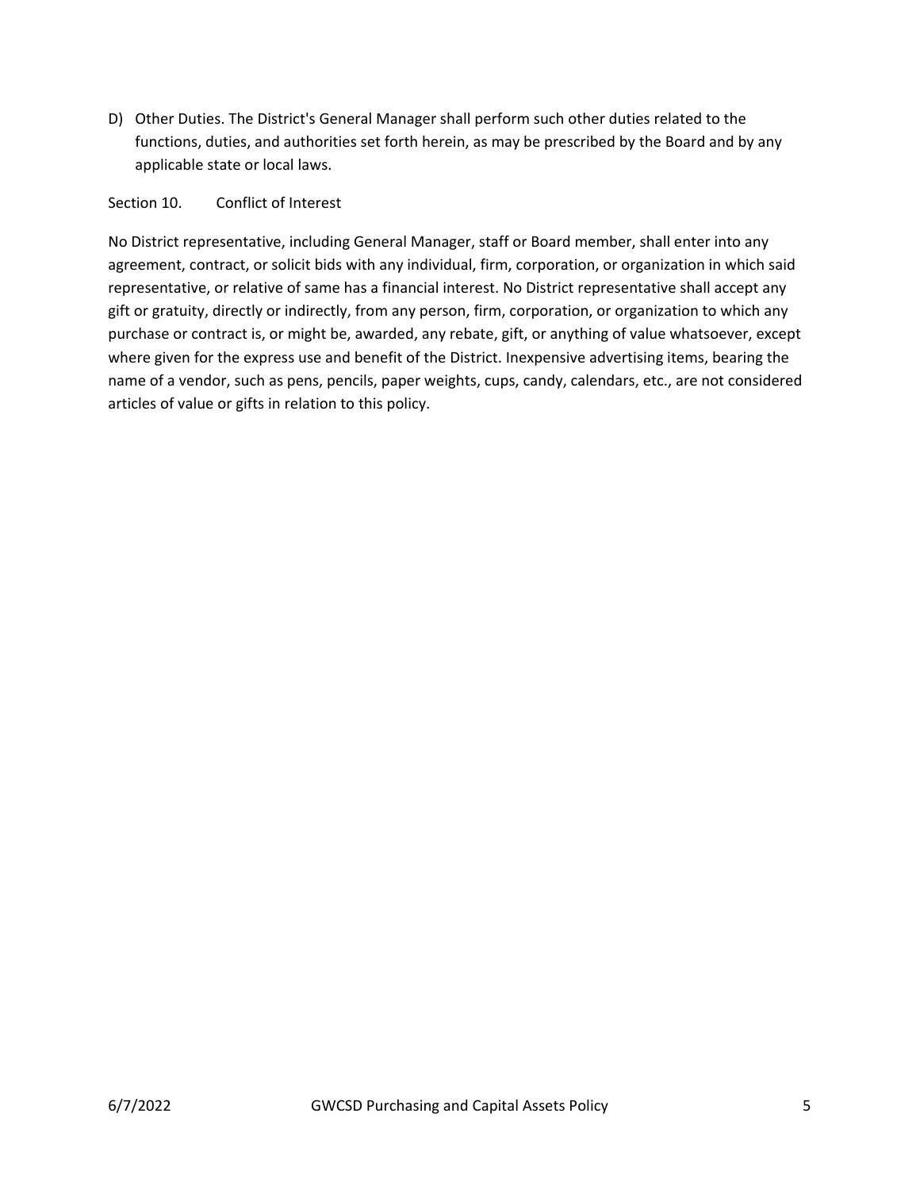D) Other Duties. The District's General Manager shall perform such other duties related to the functions, duties, and authorities set forth herein, as may be prescribed by the Board and by any applicable state or local laws.

## Section 10. Conflict of Interest

No District representative, including General Manager, staff or Board member, shall enter into any agreement, contract, or solicit bids with any individual, firm, corporation, or organization in which said representative, or relative of same has a financial interest. No District representative shall accept any gift or gratuity, directly or indirectly, from any person, firm, corporation, or organization to which any purchase or contract is, or might be, awarded, any rebate, gift, or anything of value whatsoever, except where given for the express use and benefit of the District. Inexpensive advertising items, bearing the name of a vendor, such as pens, pencils, paper weights, cups, candy, calendars, etc., are not considered articles of value or gifts in relation to this policy.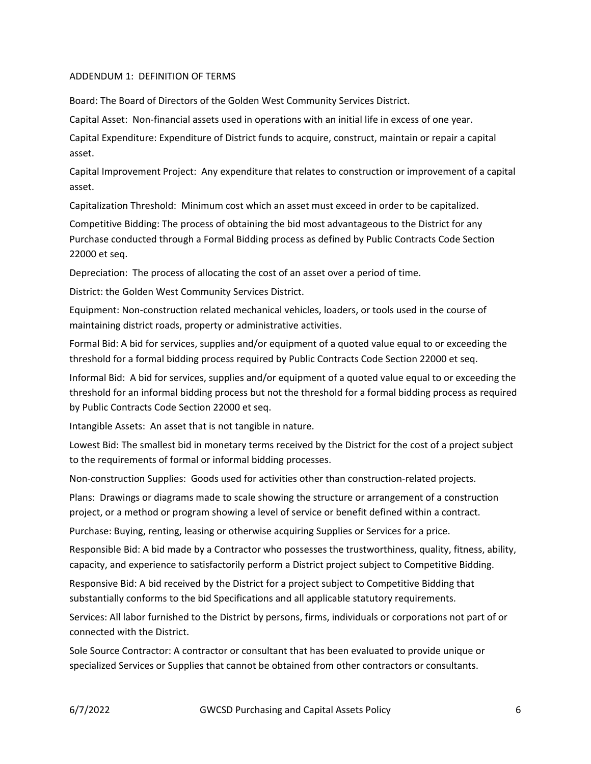## ADDENDUM 1: DEFINITION OF TERMS

Board: The Board of Directors of the Golden West Community Services District.

Capital Asset: Non-financial assets used in operations with an initial life in excess of one year.

Capital Expenditure: Expenditure of District funds to acquire, construct, maintain or repair a capital asset.

Capital Improvement Project: Any expenditure that relates to construction or improvement of a capital asset.

Capitalization Threshold: Minimum cost which an asset must exceed in order to be capitalized.

Competitive Bidding: The process of obtaining the bid most advantageous to the District for any Purchase conducted through a Formal Bidding process as defined by Public Contracts Code Section 22000 et seq.

Depreciation: The process of allocating the cost of an asset over a period of time.

District: the Golden West Community Services District.

Equipment: Non-construction related mechanical vehicles, loaders, or tools used in the course of maintaining district roads, property or administrative activities.

Formal Bid: A bid for services, supplies and/or equipment of a quoted value equal to or exceeding the threshold for a formal bidding process required by Public Contracts Code Section 22000 et seq.

Informal Bid: A bid for services, supplies and/or equipment of a quoted value equal to or exceeding the threshold for an informal bidding process but not the threshold for a formal bidding process as required by Public Contracts Code Section 22000 et seq.

Intangible Assets: An asset that is not tangible in nature.

Lowest Bid: The smallest bid in monetary terms received by the District for the cost of a project subject to the requirements of formal or informal bidding processes.

Non-construction Supplies: Goods used for activities other than construction-related projects.

Plans: Drawings or diagrams made to scale showing the structure or arrangement of a construction project, or a method or program showing a level of service or benefit defined within a contract.

Purchase: Buying, renting, leasing or otherwise acquiring Supplies or Services for a price.

Responsible Bid: A bid made by a Contractor who possesses the trustworthiness, quality, fitness, ability, capacity, and experience to satisfactorily perform a District project subject to Competitive Bidding.

Responsive Bid: A bid received by the District for a project subject to Competitive Bidding that substantially conforms to the bid Specifications and all applicable statutory requirements.

Services: All labor furnished to the District by persons, firms, individuals or corporations not part of or connected with the District.

Sole Source Contractor: A contractor or consultant that has been evaluated to provide unique or specialized Services or Supplies that cannot be obtained from other contractors or consultants.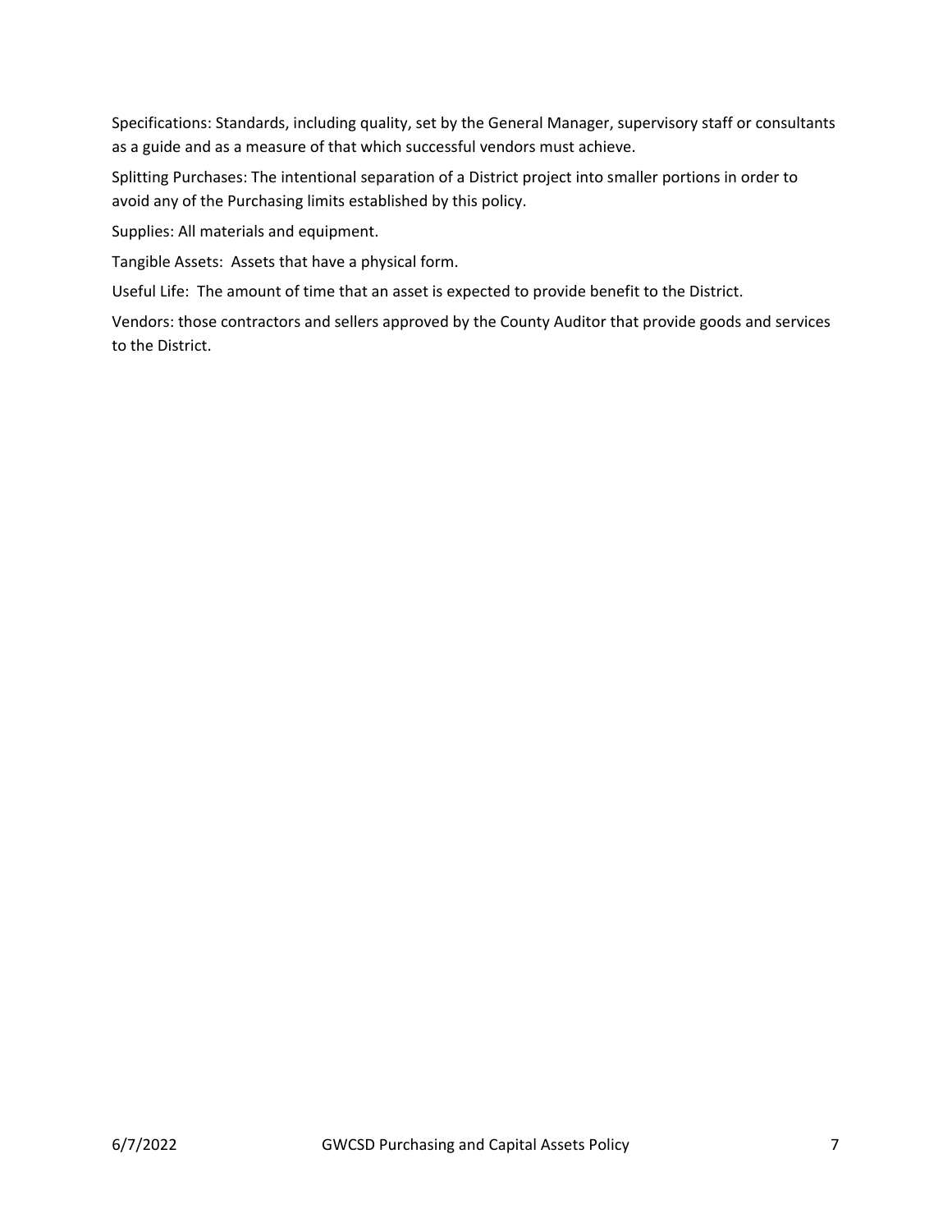Specifications: Standards, including quality, set by the General Manager, supervisory staff or consultants as a guide and as a measure of that which successful vendors must achieve.

Splitting Purchases: The intentional separation of a District project into smaller portions in order to avoid any of the Purchasing limits established by this policy.

Supplies: All materials and equipment.

Tangible Assets: Assets that have a physical form.

Useful Life: The amount of time that an asset is expected to provide benefit to the District.

Vendors: those contractors and sellers approved by the County Auditor that provide goods and services to the District.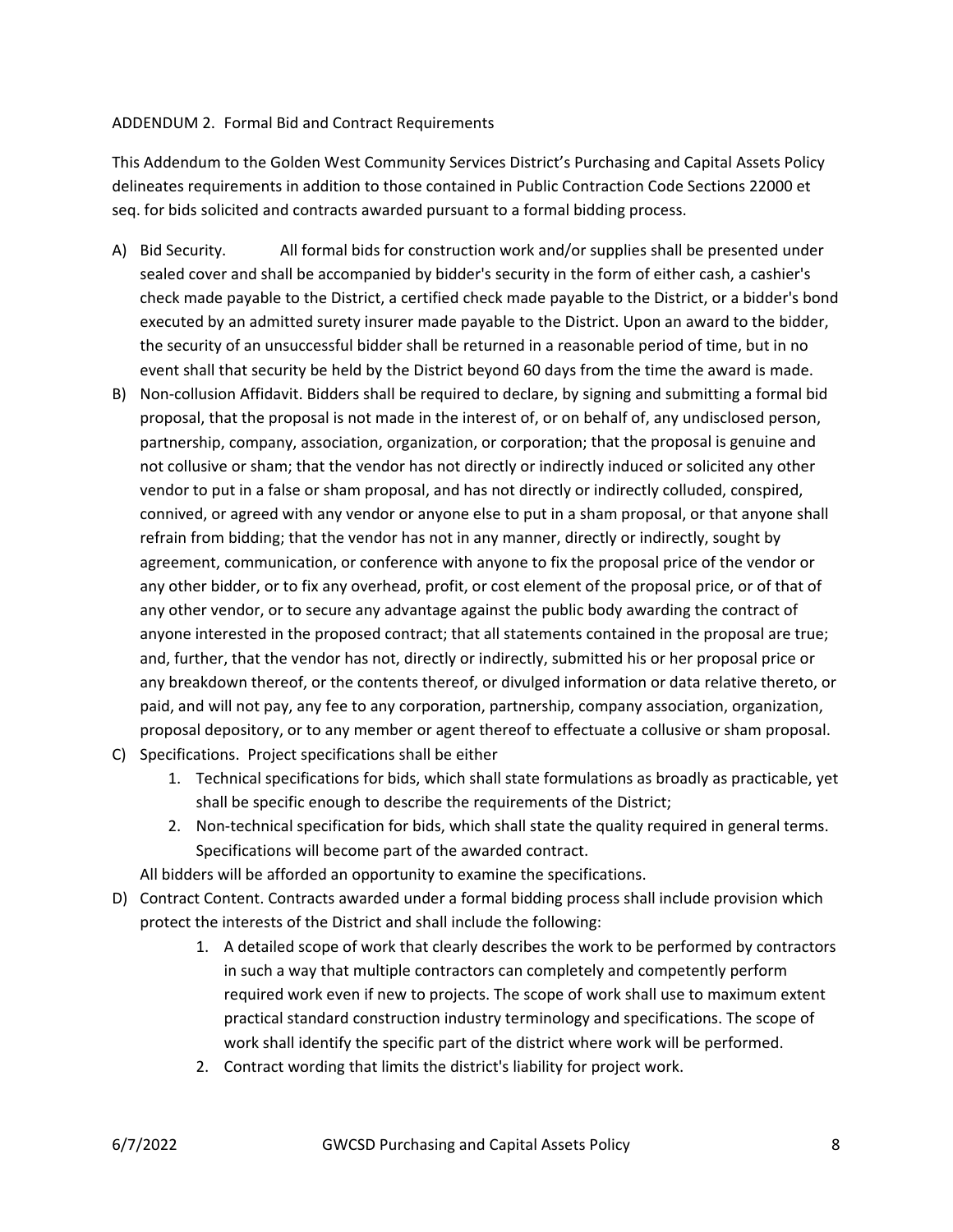ADDENDUM 2. Formal Bid and Contract Requirements

This Addendum to the Golden West Community Services District's Purchasing and Capital Assets Policy delineates requirements in addition to those contained in Public Contraction Code Sections 22000 et seq. for bids solicited and contracts awarded pursuant to a formal bidding process.

A) Bid Security. All formal bids for construction work and/or supplies shall be presented under sealed cover and shall be accompanied by bidder's security in the form of either cash, a cashier's check made payable to the District, a certified check made payable to the District, or a bidder's bond executed by an admitted surety insurer made payable to the District. Upon an award to the bidder, the security of an unsuccessful bidder shall be returned in a reasonable period of time, but in no event shall that security be held by the District beyond 60 days from the time the award is made.
B) Non-collusion Affidavit. Bidders shall be required to declare, by signing and submitting a formal bid proposal, that the proposal is not made in the interest of, or on behalf of, any undisclosed person, partnership, company, association, organization, or corporation; that the proposal is genuine and not collusive or sham; that the vendor has not directly or indirectly induced or solicited any other vendor to put in a false or sham proposal, and has not directly or indirectly colluded, conspired, connived, or agreed with any vendor or anyone else to put in a sham proposal, or that anyone shall refrain from bidding; that the vendor has not in any manner, directly or indirectly, sought by agreement, communication, or conference with anyone to fix the proposal price of the vendor or any other bidder, or to fix any overhead, profit, or cost element of the proposal price, or of that of any other vendor, or to secure any advantage against the public body awarding the contract of anyone interested in the proposed contract; that all statements contained in the proposal are true; and, further, that the vendor has not, directly or indirectly, submitted his or her proposal price or any breakdown thereof, or the contents thereof, or divulged information or data relative thereto, or paid, and will not pay, any fee to any corporation, partnership, company association, organization, proposal depository, or to any member or agent thereof to effectuate a collusive or sham proposal.
C) Specifications. Project specifications shall be either
    1. Technical specifications for bids, which shall state formulations as broadly as practicable, yet shall be specific enough to describe the requirements of the District;
    2. Non-technical specification for bids, which shall state the quality required in general terms. Specifications will become part of the awarded contract.

    All bidders will be afforded an opportunity to examine the specifications.
D) Contract Content. Contracts awarded under a formal bidding process shall include provision which protect the interests of the District and shall include the following:
    1. A detailed scope of work that clearly describes the work to be performed by contractors in such a way that multiple contractors can completely and competently perform required work even if new to projects. The scope of work shall use to maximum extent practical standard construction industry terminology and specifications. The scope of work shall identify the specific part of the district where work will be performed.
    2. Contract wording that limits the district's liability for project work.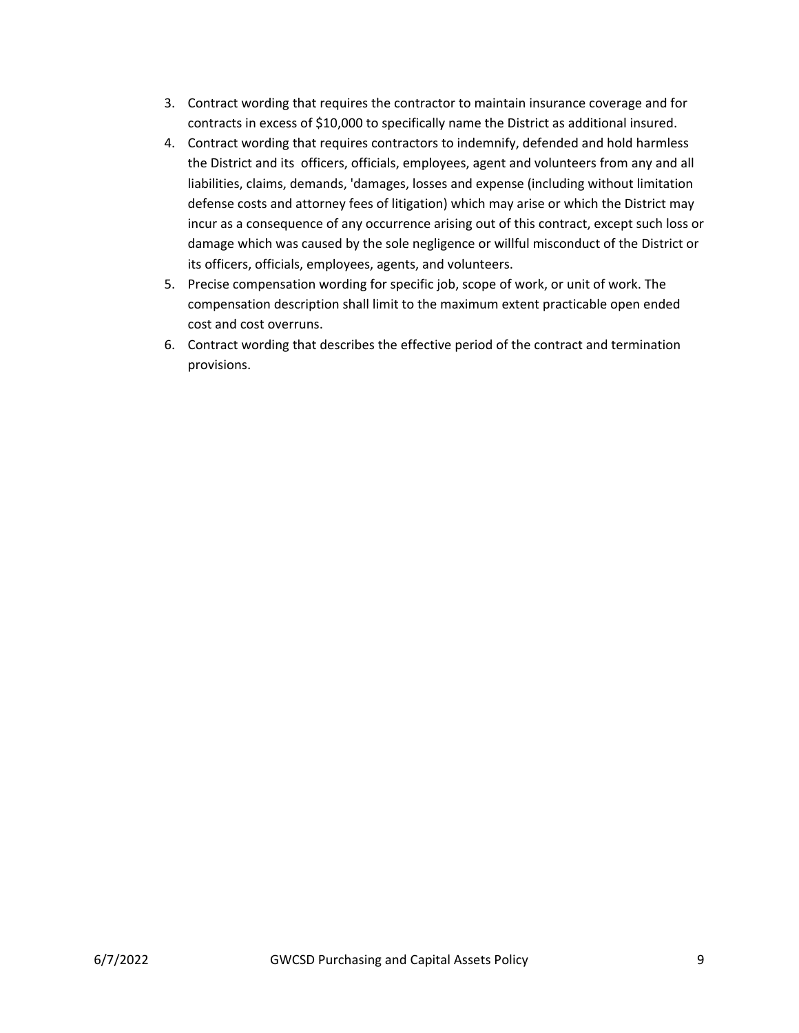3. Contract wording that requires the contractor to maintain insurance coverage and for contracts in excess of $10,000 to specifically name the District as additional insured.
4. Contract wording that requires contractors to indemnify, defended and hold harmless the District and its officers, officials, employees, agent and volunteers from any and all liabilities, claims, demands, 'damages, losses and expense (including without limitation defense costs and attorney fees of litigation) which may arise or which the District may incur as a consequence of any occurrence arising out of this contract, except such loss or damage which was caused by the sole negligence or willful misconduct of the District or its officers, officials, employees, agents, and volunteers.
5. Precise compensation wording for specific job, scope of work, or unit of work. The compensation description shall limit to the maximum extent practicable open ended cost and cost overruns.
6. Contract wording that describes the effective period of the contract and termination provisions.